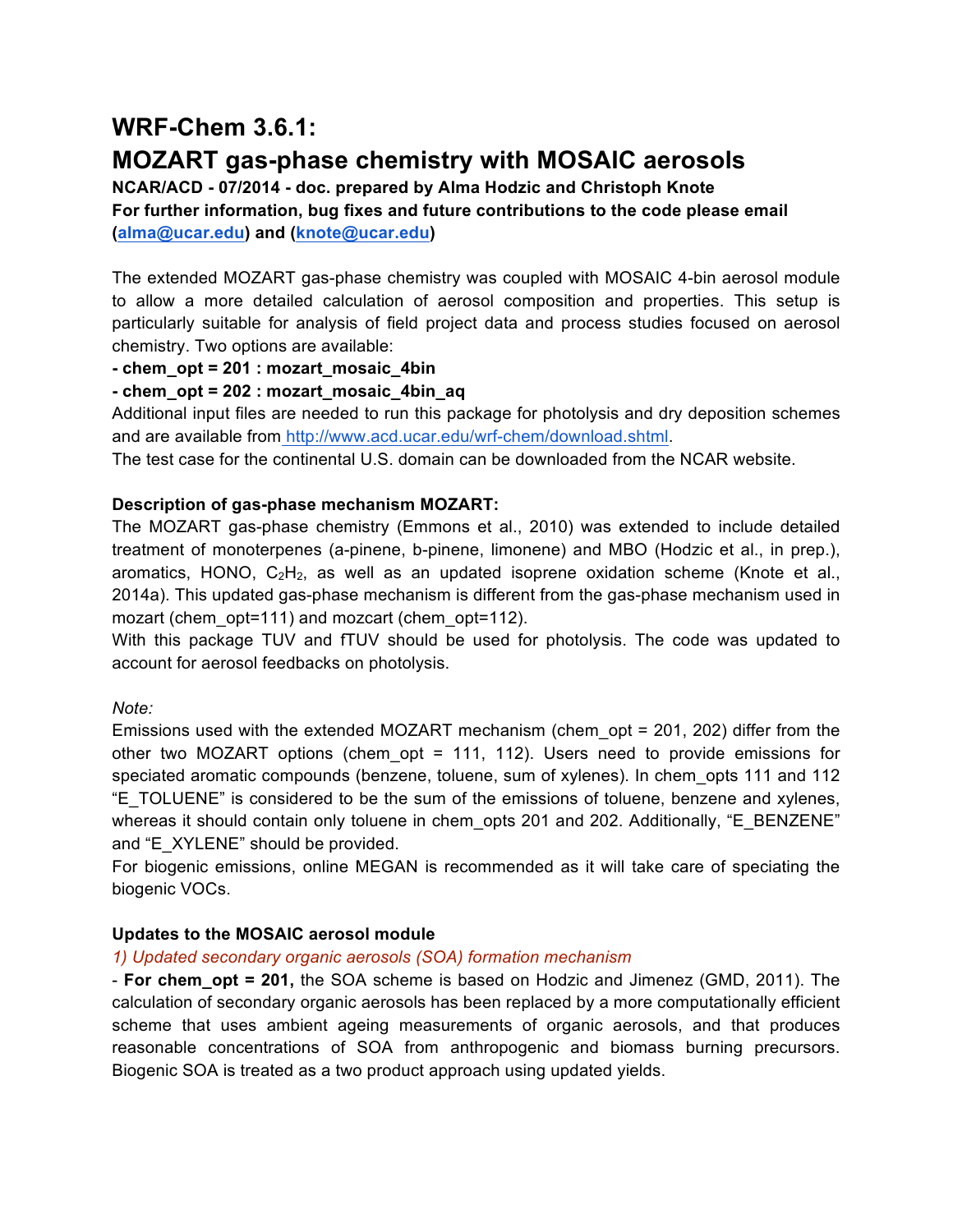# WRF-Chem 3.6.1:
# MOZART gas-phase chemistry with MOSAIC aerosols

**NCAR/ACD - 07/2014 - doc. prepared by Alma Hodzic and Christoph Knote**
**For further information, bug fixes and future contributions to the code please email (alma@ucar.edu) and (knote@ucar.edu)**

The extended MOZART gas-phase chemistry was coupled with MOSAIC 4-bin aerosol module to allow a more detailed calculation of aerosol composition and properties. This setup is particularly suitable for analysis of field project data and process studies focused on aerosol chemistry. Two options are available:

**- chem_opt = 201 : mozart_mosaic_4bin**
**- chem_opt = 202 : mozart_mosaic_4bin_aq**

Additional input files are needed to run this package for photolysis and dry deposition schemes and are available from http://www.acd.ucar.edu/wrf-chem/download.shtml.
The test case for the continental U.S. domain can be downloaded from the NCAR website.

**Description of gas-phase mechanism MOZART:**
The MOZART gas-phase chemistry (Emmons et al., 2010) was extended to include detailed treatment of monoterpenes (a-pinene, b-pinene, limonene) and MBO (Hodzic et al., in prep.), aromatics, HONO, $C_2H_2$, as well as an updated isoprene oxidation scheme (Knote et al., 2014a). This updated gas-phase mechanism is different from the gas-phase mechanism used in mozart (chem_opt=111) and mozcart (chem_opt=112).
With this package TUV and fTUV should be used for photolysis. The code was updated to account for aerosol feedbacks on photolysis.

*Note:*
Emissions used with the extended MOZART mechanism (chem_opt = 201, 202) differ from the other two MOZART options (chem_opt = 111, 112). Users need to provide emissions for speciated aromatic compounds (benzene, toluene, sum of xylenes). In chem_opts 111 and 112 "E_TOLUENE" is considered to be the sum of the emissions of toluene, benzene and xylenes, whereas it should contain only toluene in chem_opts 201 and 202. Additionally, "E_BENZENE" and "E_XYLENE" should be provided.
For biogenic emissions, online MEGAN is recommended as it will take care of speciating the biogenic VOCs.

**Updates to the MOSAIC aerosol module**

*1) Updated secondary organic aerosols (SOA) formation mechanism*

- **For chem_opt = 201,** the SOA scheme is based on Hodzic and Jimenez (GMD, 2011). The calculation of secondary organic aerosols has been replaced by a more computationally efficient scheme that uses ambient ageing measurements of organic aerosols, and that produces reasonable concentrations of SOA from anthropogenic and biomass burning precursors. Biogenic SOA is treated as a two product approach using updated yields.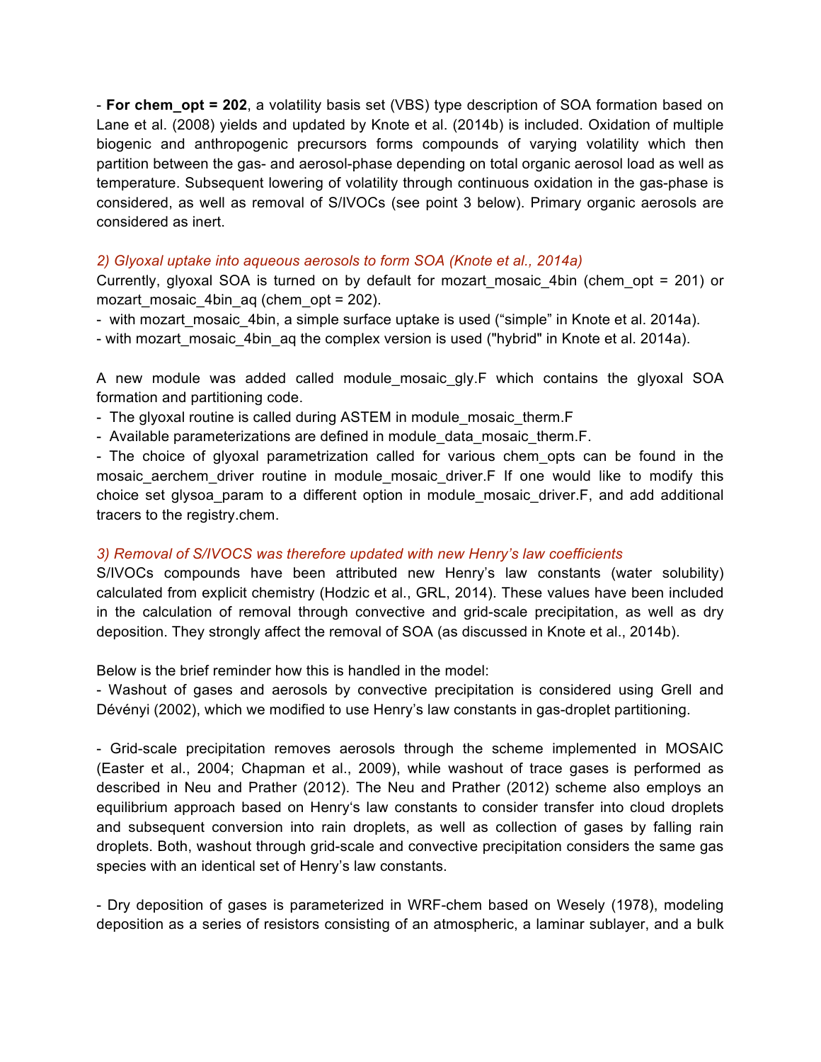- **For chem_opt = 202**, a volatility basis set (VBS) type description of SOA formation based on Lane et al. (2008) yields and updated by Knote et al. (2014b) is included. Oxidation of multiple biogenic and anthropogenic precursors forms compounds of varying volatility which then partition between the gas- and aerosol-phase depending on total organic aerosol load as well as temperature. Subsequent lowering of volatility through continuous oxidation in the gas-phase is considered, as well as removal of S/IVOCs (see point 3 below). Primary organic aerosols are considered as inert.

*2) Glyoxal uptake into aqueous aerosols to form SOA (Knote et al., 2014a)*

Currently, glyoxal SOA is turned on by default for mozart_mosaic_4bin (chem_opt = 201) or mozart_mosaic_4bin_aq (chem_opt = 202).

- with mozart_mosaic_4bin, a simple surface uptake is used ("simple" in Knote et al. 2014a).
- with mozart_mosaic_4bin_aq the complex version is used ("hybrid" in Knote et al. 2014a).

A new module was added called module_mosaic_gly.F which contains the glyoxal SOA formation and partitioning code.

- The glyoxal routine is called during ASTEM in module_mosaic_therm.F
- Available parameterizations are defined in module_data_mosaic_therm.F.
- The choice of glyoxal parametrization called for various chem_opts can be found in the mosaic_aerchem_driver routine in module_mosaic_driver.F If one would like to modify this choice set glysoa_param to a different option in module_mosaic_driver.F, and add additional tracers to the registry.chem.

*3) Removal of S/IVOCS was therefore updated with new Henry's law coefficients*

S/IVOCs compounds have been attributed new Henry's law constants (water solubility) calculated from explicit chemistry (Hodzic et al., GRL, 2014). These values have been included in the calculation of removal through convective and grid-scale precipitation, as well as dry deposition. They strongly affect the removal of SOA (as discussed in Knote et al., 2014b).

Below is the brief reminder how this is handled in the model:

- Washout of gases and aerosols by convective precipitation is considered using Grell and Dévényi (2002), which we modified to use Henry's law constants in gas-droplet partitioning.

- Grid-scale precipitation removes aerosols through the scheme implemented in MOSAIC (Easter et al., 2004; Chapman et al., 2009), while washout of trace gases is performed as described in Neu and Prather (2012). The Neu and Prather (2012) scheme also employs an equilibrium approach based on Henry's law constants to consider transfer into cloud droplets and subsequent conversion into rain droplets, as well as collection of gases by falling rain droplets. Both, washout through grid-scale and convective precipitation considers the same gas species with an identical set of Henry's law constants.

- Dry deposition of gases is parameterized in WRF-chem based on Wesely (1978), modeling deposition as a series of resistors consisting of an atmospheric, a laminar sublayer, and a bulk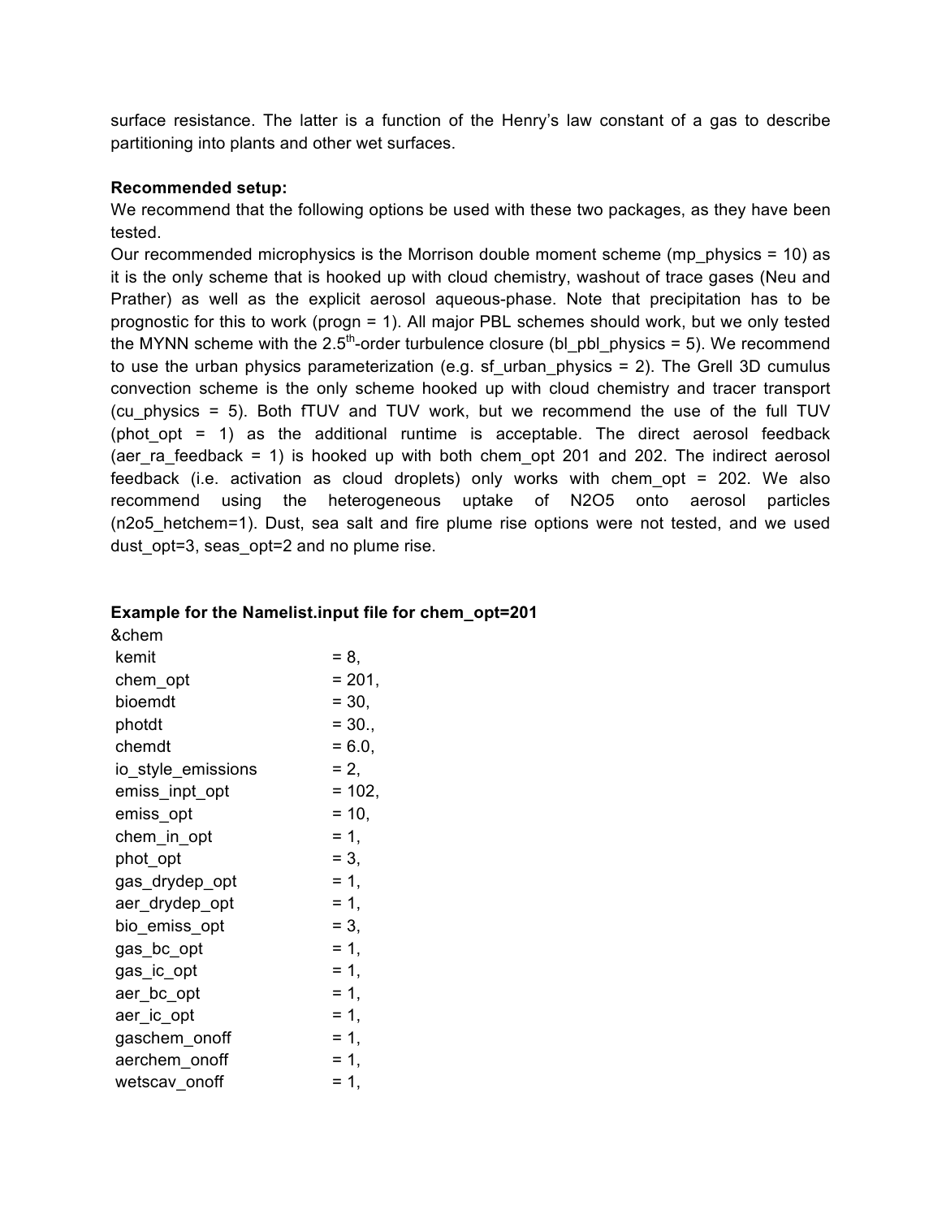surface resistance. The latter is a function of the Henry's law constant of a gas to describe partitioning into plants and other wet surfaces.

**Recommended setup:**

We recommend that the following options be used with these two packages, as they have been tested.

Our recommended microphysics is the Morrison double moment scheme (mp_physics = 10) as it is the only scheme that is hooked up with cloud chemistry, washout of trace gases (Neu and Prather) as well as the explicit aerosol aqueous-phase. Note that precipitation has to be prognostic for this to work (progn = 1). All major PBL schemes should work, but we only tested the MYNN scheme with the 2.5$^{th}$-order turbulence closure (bl_pbl_physics = 5). We recommend to use the urban physics parameterization (e.g. sf_urban_physics = 2). The Grell 3D cumulus convection scheme is the only scheme hooked up with cloud chemistry and tracer transport (cu_physics = 5). Both fTUV and TUV work, but we recommend the use of the full TUV (phot_opt = 1) as the additional runtime is acceptable. The direct aerosol feedback (aer_ra_feedback = 1) is hooked up with both chem_opt 201 and 202. The indirect aerosol feedback (i.e. activation as cloud droplets) only works with chem_opt = 202. We also recommend using the heterogeneous uptake of N2O5 onto aerosol particles (n2o5_hetchem=1). Dust, sea salt and fire plume rise options were not tested, and we used dust_opt=3, seas_opt=2 and no plume rise.

**Example for the Namelist.input file for chem_opt=201**

```
&chem
 kemit                    = 8,
 chem_opt                 = 201,
 bioemdt                  = 30,
 photdt                   = 30.,
 chemdt                   = 6.0,
 io_style_emissions       = 2,
 emiss_inpt_opt           = 102,
 emiss_opt                = 10,
 chem_in_opt              = 1,
 phot_opt                 = 3,
 gas_drydep_opt           = 1,
 aer_drydep_opt           = 1,
 bio_emiss_opt            = 3,
 gas_bc_opt               = 1,
 gas_ic_opt               = 1,
 aer_bc_opt               = 1,
 aer_ic_opt               = 1,
 gaschem_onoff            = 1,
 aerchem_onoff            = 1,
 wetscav_onoff            = 1,
```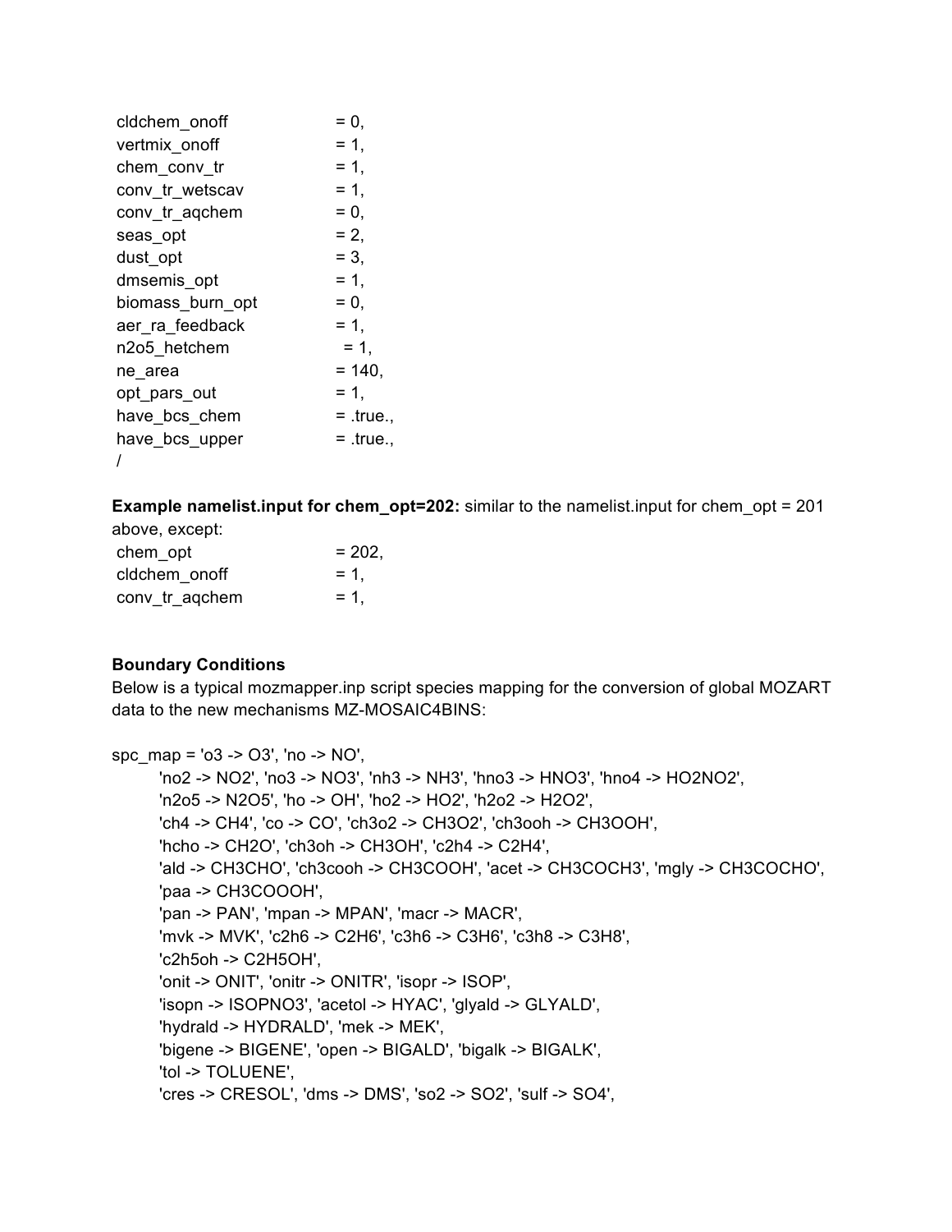```
cldchem_onoff              = 0,
vertmix_onoff              = 1,
chem_conv_tr               = 1,
conv_tr_wetscav            = 1,
conv_tr_aqchem             = 0,
seas_opt                   = 2,
dust_opt                   = 3,
dmsemis_opt                = 1,
biomass_burn_opt           = 0,
aer_ra_feedback            = 1,
n2o5_hetchem                = 1,
ne_area                    = 140,
opt_pars_out               = 1,
have_bcs_chem              = .true.,
have_bcs_upper             = .true.,
/
```

**Example namelist.input for chem_opt=202:** similar to the namelist.input for chem_opt = 201 above, except:

```
chem_opt                   = 202,
cldchem_onoff              = 1,
conv_tr_aqchem             = 1,
```

**Boundary Conditions**

Below is a typical mozmapper.inp script species mapping for the conversion of global MOZART data to the new mechanisms MZ-MOSAIC4BINS:

```
spc_map = 'o3 -> O3', 'no -> NO',
        'no2 -> NO2', 'no3 -> NO3', 'nh3 -> NH3', 'hno3 -> HNO3', 'hno4 -> HO2NO2',
        'n2o5 -> N2O5', 'ho -> OH', 'ho2 -> HO2', 'h2o2 -> H2O2',
        'ch4 -> CH4', 'co -> CO', 'ch3o2 -> CH3O2', 'ch3ooh -> CH3OOH',
        'hcho -> CH2O', 'ch3oh -> CH3OH', 'c2h4 -> C2H4',
        'ald -> CH3CHO', 'ch3cooh -> CH3COOH', 'acet -> CH3COCH3', 'mgly -> CH3COCHO',
        'paa -> CH3COOOH',
        'pan -> PAN', 'mpan -> MPAN', 'macr -> MACR',
        'mvk -> MVK', 'c2h6 -> C2H6', 'c3h6 -> C3H6', 'c3h8 -> C3H8',
        'c2h5oh -> C2H5OH',
        'onit -> ONIT', 'onitr -> ONITR', 'isopr -> ISOP',
        'isopn -> ISOPNO3', 'acetol -> HYAC', 'glyald -> GLYALD',
        'hydrald -> HYDRALD', 'mek -> MEK',
        'bigene -> BIGENE', 'open -> BIGALD', 'bigalk -> BIGALK',
        'tol -> TOLUENE',
        'cres -> CRESOL', 'dms -> DMS', 'so2 -> SO2', 'sulf -> SO4',
```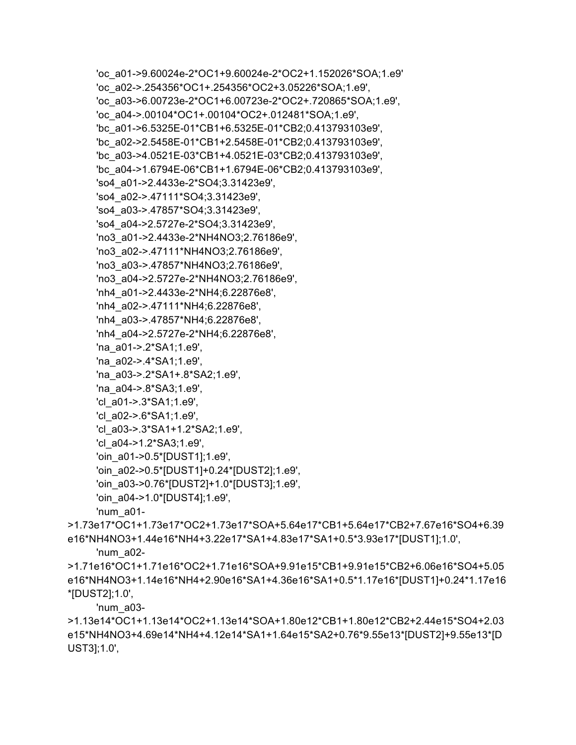```
        'oc_a01->9.60024e-2*OC1+9.60024e-2*OC2+1.152026*SOA;1.e9'
        'oc_a02->.254356*OC1+.254356*OC2+3.05226*SOA;1.e9',
        'oc_a03->6.00723e-2*OC1+6.00723e-2*OC2+.720865*SOA;1.e9',
        'oc_a04->.00104*OC1+.00104*OC2+.012481*SOA;1.e9',
        'bc_a01->6.5325E-01*CB1+6.5325E-01*CB2;0.413793103e9',
        'bc_a02->2.5458E-01*CB1+2.5458E-01*CB2;0.413793103e9',
        'bc_a03->4.0521E-03*CB1+4.0521E-03*CB2;0.413793103e9',
        'bc_a04->1.6794E-06*CB1+1.6794E-06*CB2;0.413793103e9',
        'so4_a01->2.4433e-2*SO4;3.31423e9',
        'so4_a02->.47111*SO4;3.31423e9',
        'so4_a03->.47857*SO4;3.31423e9',
        'so4_a04->2.5727e-2*SO4;3.31423e9',
        'no3_a01->2.4433e-2*NH4NO3;2.76186e9',
        'no3_a02->.47111*NH4NO3;2.76186e9',
        'no3_a03->.47857*NH4NO3;2.76186e9',
        'no3_a04->2.5727e-2*NH4NO3;2.76186e9',
        'nh4_a01->2.4433e-2*NH4;6.22876e8',
        'nh4_a02->.47111*NH4;6.22876e8',
        'nh4_a03->.47857*NH4;6.22876e8',
        'nh4_a04->2.5727e-2*NH4;6.22876e8',
        'na_a01->.2*SA1;1.e9',
        'na_a02->.4*SA1;1.e9',
        'na_a03->.2*SA1+.8*SA2;1.e9',
        'na_a04->.8*SA3;1.e9',
        'cl_a01->.3*SA1;1.e9',
        'cl_a02->.6*SA1;1.e9',
        'cl_a03->.3*SA1+1.2*SA2;1.e9',
        'cl_a04->1.2*SA3;1.e9',
        'oin_a01->0.5*[DUST1];1.e9',
        'oin_a02->0.5*[DUST1]+0.24*[DUST2];1.e9',
        'oin_a03->0.76*[DUST2]+1.0*[DUST3];1.e9',
        'oin_a04->1.0*[DUST4];1.e9',
        'num_a01-
>1.73e17*OC1+1.73e17*OC2+1.73e17*SOA+5.64e17*CB1+5.64e17*CB2+7.67e16*SO4+6.39
e16*NH4NO3+1.44e16*NH4+3.22e17*SA1+4.83e17*SA1+0.5*3.93e17*[DUST1];1.0',
        'num_a02-
>1.71e16*OC1+1.71e16*OC2+1.71e16*SOA+9.91e15*CB1+9.91e15*CB2+6.06e16*SO4+5.05
e16*NH4NO3+1.14e16*NH4+2.90e16*SA1+4.36e16*SA1+0.5*1.17e16*[DUST1]+0.24*1.17e16
*[DUST2];1.0',
        'num_a03-
>1.13e14*OC1+1.13e14*OC2+1.13e14*SOA+1.80e12*CB1+1.80e12*CB2+2.44e15*SO4+2.03
e15*NH4NO3+4.69e14*NH4+4.12e14*SA1+1.64e15*SA2+0.76*9.55e13*[DUST2]+9.55e13*[D
UST3];1.0',
```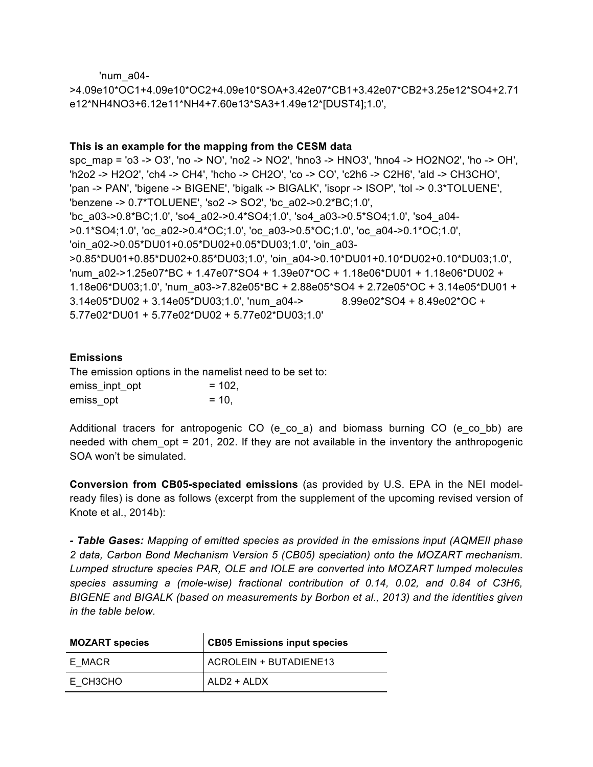'num_a04->4.09e10*OC1+4.09e10*OC2+4.09e10*SOA+3.42e07*CB1+3.42e07*CB2+3.25e12*SO4+2.71e12*NH4NO3+6.12e11*NH4+7.60e13*SA3+1.49e12*[DUST4];1.0',

**This is an example for the mapping from the CESM data**

spc_map = 'o3 -> O3', 'no -> NO', 'no2 -> NO2', 'hno3 -> HNO3', 'hno4 -> HO2NO2', 'ho -> OH', 'h2o2 -> H2O2', 'ch4 -> CH4', 'hcho -> CH2O', 'co -> CO', 'c2h6 -> C2H6', 'ald -> CH3CHO', 'pan -> PAN', 'bigene -> BIGENE', 'bigalk -> BIGALK', 'isopr -> ISOP', 'tol -> 0.3*TOLUENE', 'benzene -> 0.7*TOLUENE', 'so2 -> SO2', 'bc_a02->0.2*BC;1.0', 'bc_a03->0.8*BC;1.0', 'so4_a02->0.4*SO4;1.0', 'so4_a03->0.5*SO4;1.0', 'so4_a04->0.1*SO4;1.0', 'oc_a02->0.4*OC;1.0', 'oc_a03->0.5*OC;1.0', 'oc_a04->0.1*OC;1.0', 'oin_a02->0.05*DU01+0.05*DU02+0.05*DU03;1.0', 'oin_a03->0.85*DU01+0.85*DU02+0.85*DU03;1.0', 'oin_a04->0.10*DU01+0.10*DU02+0.10*DU03;1.0', 'num_a02->1.25e07*BC + 1.47e07*SO4 + 1.39e07*OC + 1.18e06*DU01 + 1.18e06*DU02 + 1.18e06*DU03;1.0', 'num_a03->7.82e05*BC + 2.88e05*SO4 + 2.72e05*OC + 3.14e05*DU01 + 3.14e05*DU02 + 3.14e05*DU03;1.0', 'num_a04-> 8.99e02*SO4 + 8.49e02*OC + 5.77e02*DU01 + 5.77e02*DU02 + 5.77e02*DU03;1.0'

**Emissions**

The emission options in the namelist need to be set to:

```
emiss_inpt_opt         = 102,
emiss_opt              = 10,
```

Additional tracers for antropogenic CO (e_co_a) and biomass burning CO (e_co_bb) are needed with chem_opt = 201, 202. If they are not available in the inventory the anthropogenic SOA won't be simulated.

**Conversion from CB05-speciated emissions** (as provided by U.S. EPA in the NEI model-ready files) is done as follows (excerpt from the supplement of the upcoming revised version of Knote et al., 2014b):

***- Table Gases:*** *Mapping of emitted species as provided in the emissions input (AQMEII phase 2 data, Carbon Bond Mechanism Version 5 (CB05) speciation) onto the MOZART mechanism. Lumped structure species PAR, OLE and IOLE are converted into MOZART lumped molecules species assuming a (mole-wise) fractional contribution of 0.14, 0.02, and 0.84 of C3H6, BIGENE and BIGALK (based on measurements by Borbon et al., 2013) and the identities given in the table below.*

| MOZART species | CB05 Emissions input species |
|---|---|
| E_MACR | ACROLEIN + BUTADIENE13 |
| E_CH3CHO | ALD2 + ALDX |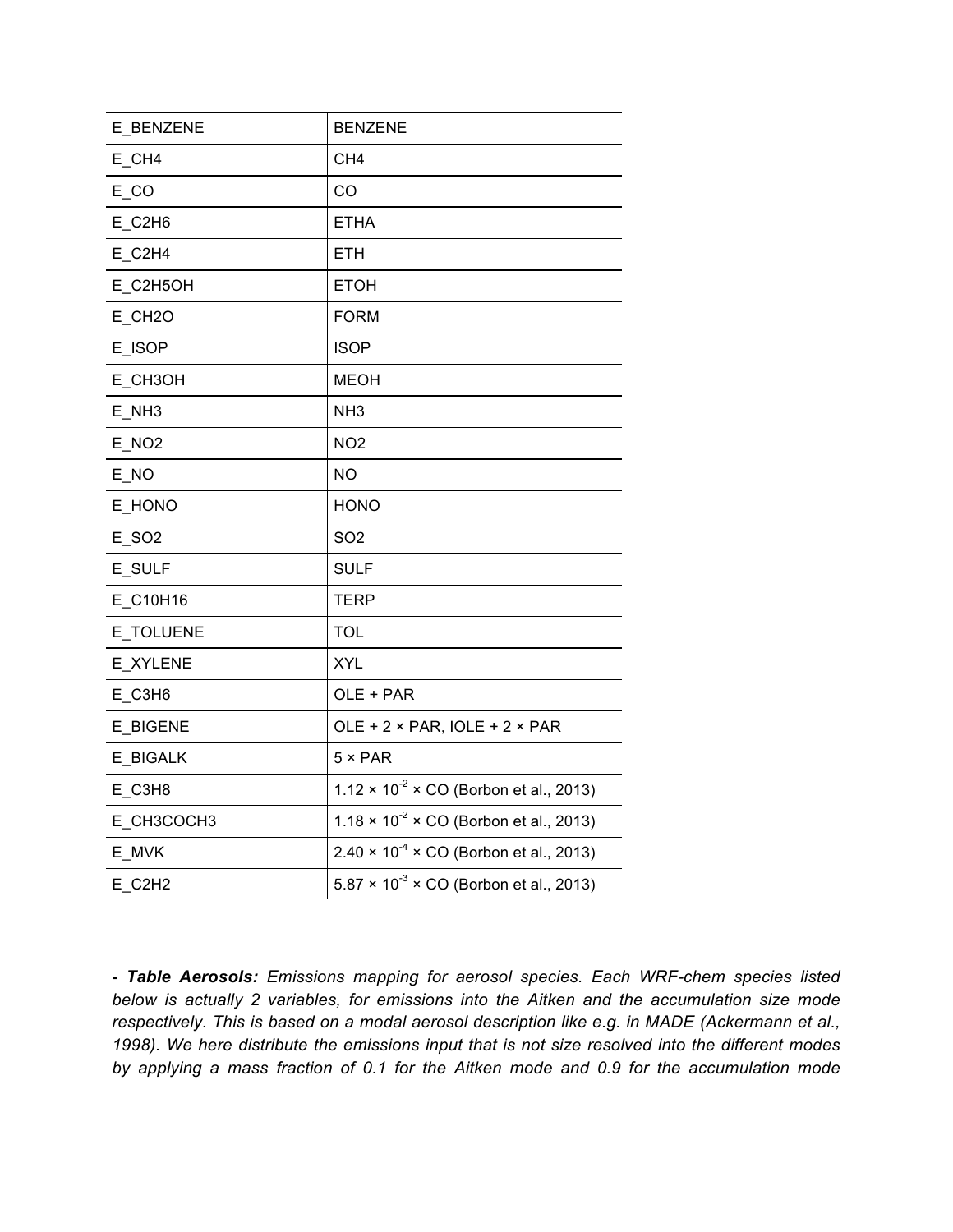| | |
|---|---|
| E_BENZENE | BENZENE |
| E_CH4 | CH4 |
| E_CO | CO |
| E_C2H6 | ETHA |
| E_C2H4 | ETH |
| E_C2H5OH | ETOH |
| E_CH2O | FORM |
| E_ISOP | ISOP |
| E_CH3OH | MEOH |
| E_NH3 | NH3 |
| E_NO2 | NO2 |
| E_NO | NO |
| E_HONO | HONO |
| E_SO2 | SO2 |
| E_SULF | SULF |
| E_C10H16 | TERP |
| E_TOLUENE | TOL |
| E_XYLENE | XYL |
| E_C3H6 | OLE + PAR |
| E_BIGENE | OLE + 2 × PAR, IOLE + 2 × PAR |
| E_BIGALK | 5 × PAR |
| E_C3H8 | $1.12 \times 10^{-2}$ × CO (Borbon et al., 2013) |
| E_CH3COCH3 | $1.18 \times 10^{-2}$ × CO (Borbon et al., 2013) |
| E_MVK | $2.40 \times 10^{-4}$ × CO (Borbon et al., 2013) |
| E_C2H2 | $5.87 \times 10^{-3}$ × CO (Borbon et al., 2013) |

***- Table Aerosols:*** *Emissions mapping for aerosol species. Each WRF-chem species listed below is actually 2 variables, for emissions into the Aitken and the accumulation size mode respectively. This is based on a modal aerosol description like e.g. in MADE (Ackermann et al., 1998). We here distribute the emissions input that is not size resolved into the different modes by applying a mass fraction of 0.1 for the Aitken mode and 0.9 for the accumulation mode*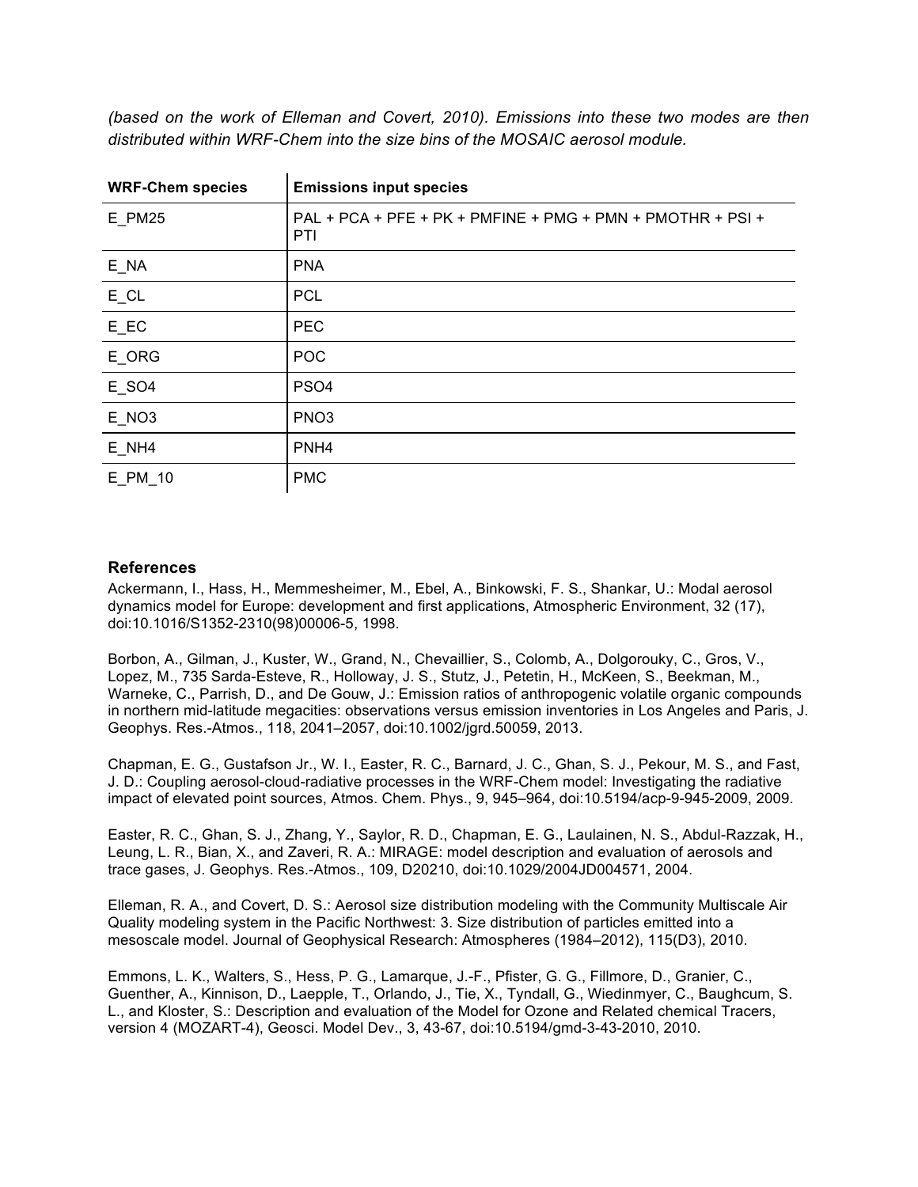*(based on the work of Elleman and Covert, 2010). Emissions into these two modes are then distributed within WRF-Chem into the size bins of the MOSAIC aerosol module.*

| WRF-Chem species | Emissions input species |
|---|---|
| E_PM25 | PAL + PCA + PFE + PK + PMFINE + PMG + PMN + PMOTHR + PSI + PTI |
| E_NA | PNA |
| E_CL | PCL |
| E_EC | PEC |
| E_ORG | POC |
| E_SO4 | PSO4 |
| E_NO3 | PNO3 |
| E_NH4 | PNH4 |
| E_PM_10 | PMC |

### References

Ackermann, I., Hass, H., Memmesheimer, M., Ebel, A., Binkowski, F. S., Shankar, U.: Modal aerosol dynamics model for Europe: development and first applications, Atmospheric Environment, 32 (17), doi:10.1016/S1352-2310(98)00006-5, 1998.

Borbon, A., Gilman, J., Kuster, W., Grand, N., Chevaillier, S., Colomb, A., Dolgorouky, C., Gros, V., Lopez, M., 735 Sarda-Esteve, R., Holloway, J. S., Stutz, J., Petetin, H., McKeen, S., Beekman, M., Warneke, C., Parrish, D., and De Gouw, J.: Emission ratios of anthropogenic volatile organic compounds in northern mid-latitude megacities: observations versus emission inventories in Los Angeles and Paris, J. Geophys. Res.-Atmos., 118, 2041–2057, doi:10.1002/jgrd.50059, 2013.

Chapman, E. G., Gustafson Jr., W. I., Easter, R. C., Barnard, J. C., Ghan, S. J., Pekour, M. S., and Fast, J. D.: Coupling aerosol-cloud-radiative processes in the WRF-Chem model: Investigating the radiative impact of elevated point sources, Atmos. Chem. Phys., 9, 945–964, doi:10.5194/acp-9-945-2009, 2009.

Easter, R. C., Ghan, S. J., Zhang, Y., Saylor, R. D., Chapman, E. G., Laulainen, N. S., Abdul-Razzak, H., Leung, L. R., Bian, X., and Zaveri, R. A.: MIRAGE: model description and evaluation of aerosols and trace gases, J. Geophys. Res.-Atmos., 109, D20210, doi:10.1029/2004JD004571, 2004.

Elleman, R. A., and Covert, D. S.: Aerosol size distribution modeling with the Community Multiscale Air Quality modeling system in the Pacific Northwest: 3. Size distribution of particles emitted into a mesoscale model. Journal of Geophysical Research: Atmospheres (1984–2012), 115(D3), 2010.

Emmons, L. K., Walters, S., Hess, P. G., Lamarque, J.-F., Pfister, G. G., Fillmore, D., Granier, C., Guenther, A., Kinnison, D., Laepple, T., Orlando, J., Tie, X., Tyndall, G., Wiedinmyer, C., Baughcum, S. L., and Kloster, S.: Description and evaluation of the Model for Ozone and Related chemical Tracers, version 4 (MOZART-4), Geosci. Model Dev., 3, 43-67, doi:10.5194/gmd-3-43-2010, 2010.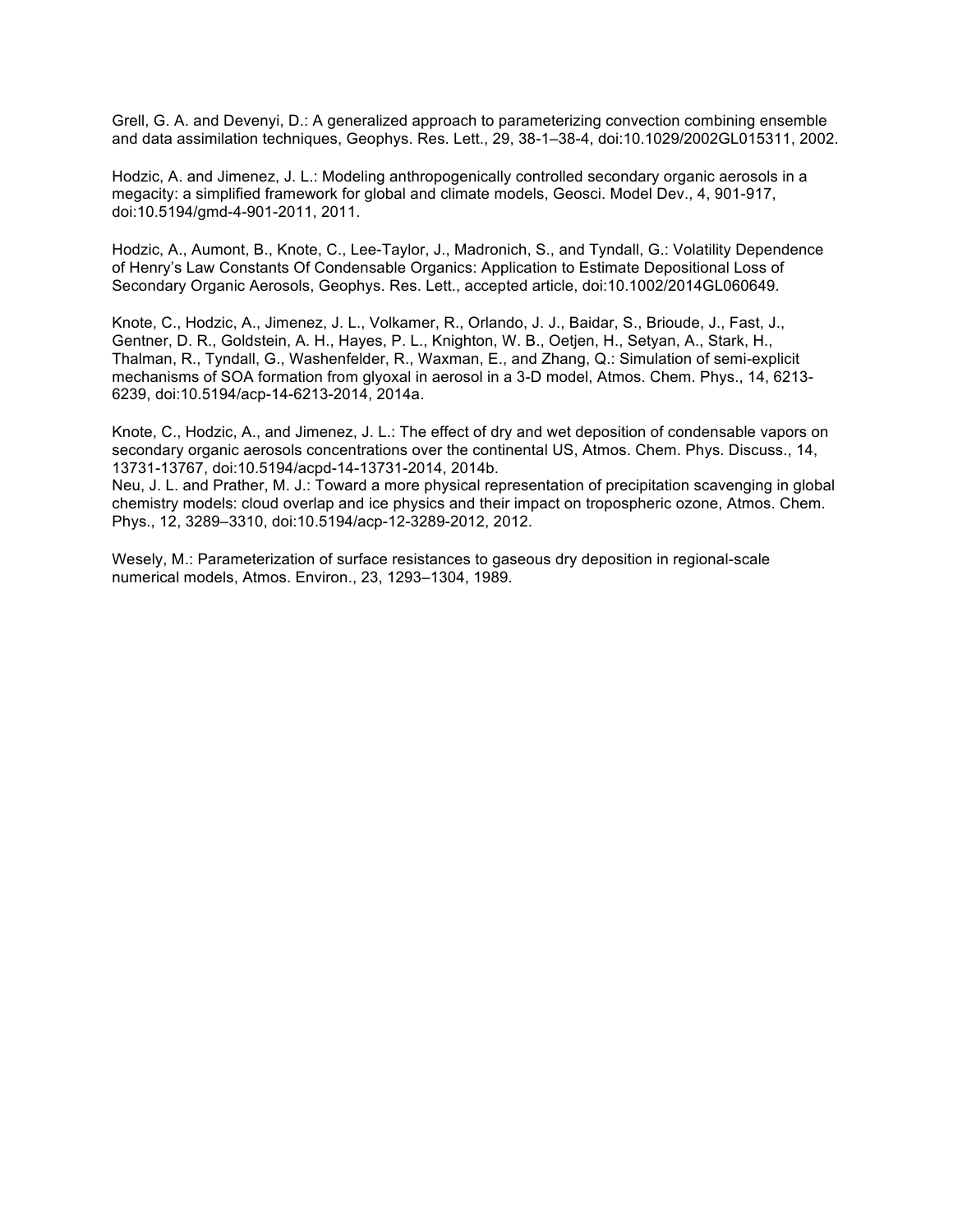Grell, G. A. and Devenyi, D.: A generalized approach to parameterizing convection combining ensemble and data assimilation techniques, Geophys. Res. Lett., 29, 38-1–38-4, doi:10.1029/2002GL015311, 2002.

Hodzic, A. and Jimenez, J. L.: Modeling anthropogenically controlled secondary organic aerosols in a megacity: a simplified framework for global and climate models, Geosci. Model Dev., 4, 901-917, doi:10.5194/gmd-4-901-2011, 2011.

Hodzic, A., Aumont, B., Knote, C., Lee-Taylor, J., Madronich, S., and Tyndall, G.: Volatility Dependence of Henry's Law Constants Of Condensable Organics: Application to Estimate Depositional Loss of Secondary Organic Aerosols, Geophys. Res. Lett., accepted article, doi:10.1002/2014GL060649.

Knote, C., Hodzic, A., Jimenez, J. L., Volkamer, R., Orlando, J. J., Baidar, S., Brioude, J., Fast, J., Gentner, D. R., Goldstein, A. H., Hayes, P. L., Knighton, W. B., Oetjen, H., Setyan, A., Stark, H., Thalman, R., Tyndall, G., Washenfelder, R., Waxman, E., and Zhang, Q.: Simulation of semi-explicit mechanisms of SOA formation from glyoxal in aerosol in a 3-D model, Atmos. Chem. Phys., 14, 6213-6239, doi:10.5194/acp-14-6213-2014, 2014a.

Knote, C., Hodzic, A., and Jimenez, J. L.: The effect of dry and wet deposition of condensable vapors on secondary organic aerosols concentrations over the continental US, Atmos. Chem. Phys. Discuss., 14, 13731-13767, doi:10.5194/acpd-14-13731-2014, 2014b.

Neu, J. L. and Prather, M. J.: Toward a more physical representation of precipitation scavenging in global chemistry models: cloud overlap and ice physics and their impact on tropospheric ozone, Atmos. Chem. Phys., 12, 3289–3310, doi:10.5194/acp-12-3289-2012, 2012.

Wesely, M.: Parameterization of surface resistances to gaseous dry deposition in regional-scale numerical models, Atmos. Environ., 23, 1293–1304, 1989.